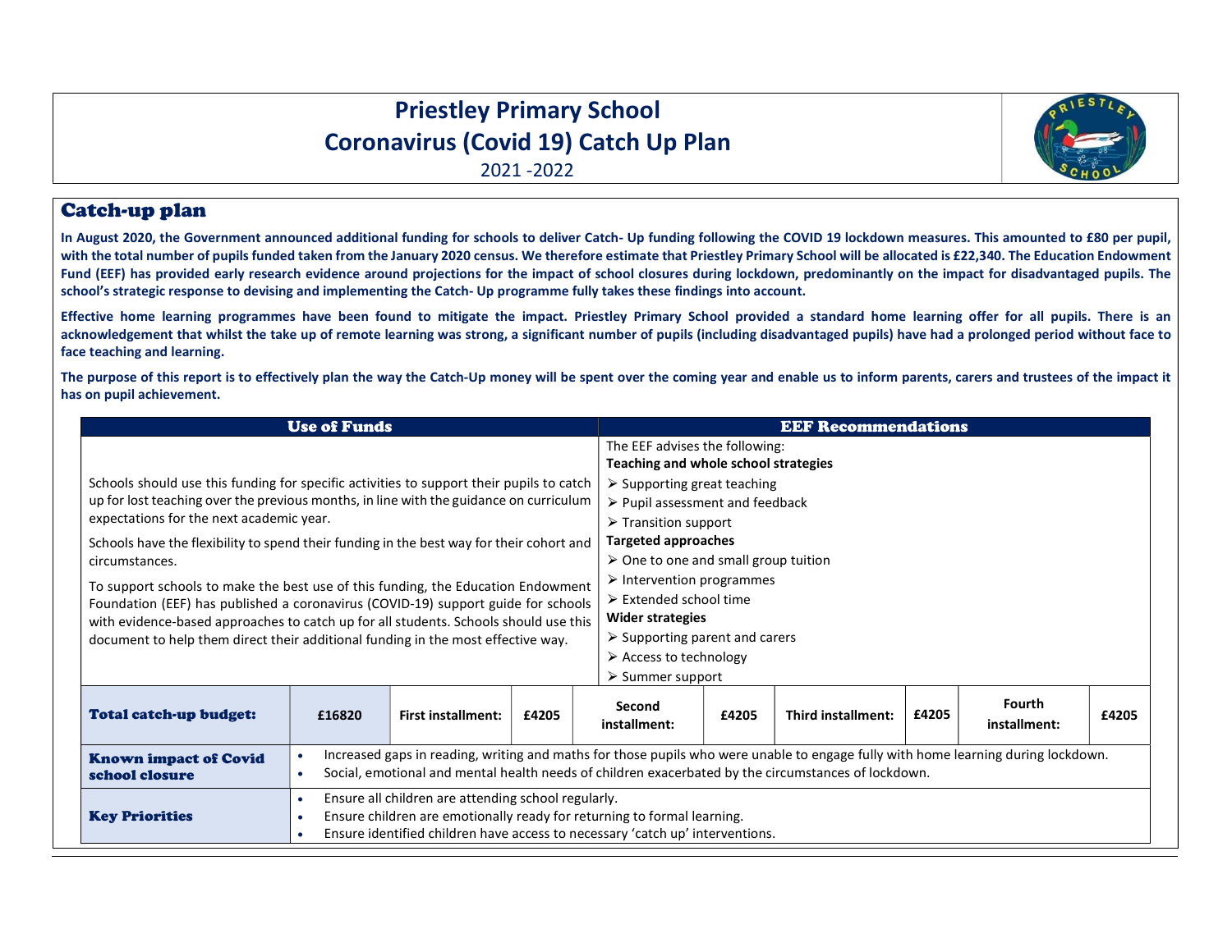# Priestley Primary School
# Coronavirus (Covid 19) Catch Up Plan
2021 -2022

## Catch-up plan

**In August 2020, the Government announced additional funding for schools to deliver Catch- Up funding following the COVID 19 lockdown measures. This amounted to £80 per pupil, with the total number of pupils funded taken from the January 2020 census. We therefore estimate that Priestley Primary School will be allocated is £22,340. The Education Endowment Fund (EEF) has provided early research evidence around projections for the impact of school closures during lockdown, predominantly on the impact for disadvantaged pupils. The school's strategic response to devising and implementing the Catch- Up programme fully takes these findings into account.**

**Effective home learning programmes have been found to mitigate the impact. Priestley Primary School provided a standard home learning offer for all pupils. There is an acknowledgement that whilst the take up of remote learning was strong, a significant number of pupils (including disadvantaged pupils) have had a prolonged period without face to face teaching and learning.**

**The purpose of this report is to effectively plan the way the Catch-Up money will be spent over the coming year and enable us to inform parents, carers and trustees of the impact it has on pupil achievement.**

| Use of Funds | EEF Recommendations |
|---|---|
| Schools should use this funding for specific activities to support their pupils to catch up for lost teaching over the previous months, in line with the guidance on curriculum expectations for the next academic year.<br><br>Schools have the flexibility to spend their funding in the best way for their cohort and circumstances.<br><br>To support schools to make the best use of this funding, the Education Endowment Foundation (EEF) has published a coronavirus (COVID-19) support guide for schools with evidence-based approaches to catch up for all students. Schools should use this document to help them direct their additional funding in the most effective way. | The EEF advises the following:<br>**Teaching and whole school strategies**<br>➢ Supporting great teaching<br>➢ Pupil assessment and feedback<br>➢ Transition support<br>**Targeted approaches**<br>➢ One to one and small group tuition<br>➢ Intervention programmes<br>➢ Extended school time<br>**Wider strategies**<br>➢ Supporting parent and carers<br>➢ Access to technology<br>➢ Summer support |

| **Total catch-up budget:** | **£16820** | **First installment:** | **£4205** | **Second installment:** | **£4205** | **Third installment:** | **£4205** | **Fourth installment:** | **£4205** |
|---|---|---|---|---|---|---|---|---|---|
| **Known impact of Covid school closure** | • Increased gaps in reading, writing and maths for those pupils who were unable to engage fully with home learning during lockdown.<br>• Social, emotional and mental health needs of children exacerbated by the circumstances of lockdown. | | | | | | | | |
| **Key Priorities** | • Ensure all children are attending school regularly.<br>• Ensure children are emotionally ready for returning to formal learning.<br>• Ensure identified children have access to necessary 'catch up' interventions. | | | | | | | | |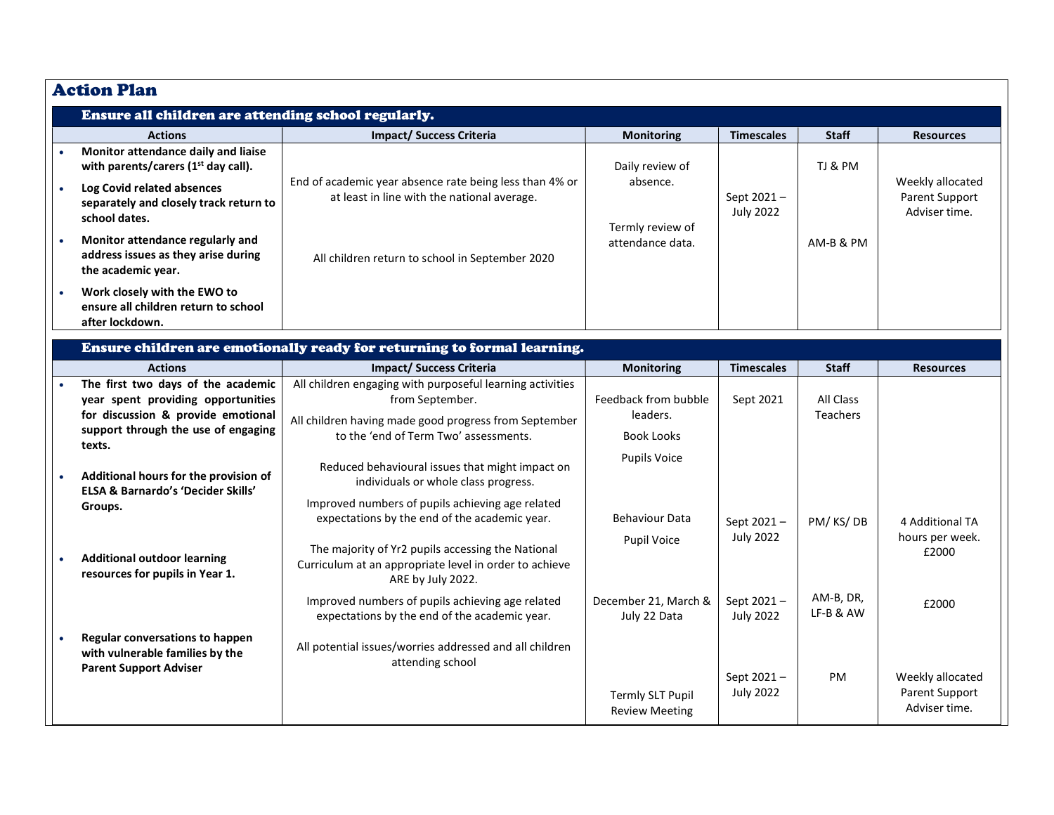## Action Plan

### Ensure all children are attending school regularly.

| Actions | Impact/ Success Criteria | Monitoring | Timescales | Staff | Resources |
|---|---|---|---|---|---|
| • **Monitor attendance daily and liaise with parents/carers (1st day call).**<br>• **Log Covid related absences separately and closely track return to school dates.**<br>• **Monitor attendance regularly and address issues as they arise during the academic year.**<br>• **Work closely with the EWO to ensure all children return to school after lockdown.** | End of academic year absence rate being less than 4% or at least in line with the national average.<br><br>All children return to school in September 2020 | Daily review of absence.<br><br>Termly review of attendance data. | Sept 2021 – July 2022 | TJ & PM<br><br>AM-B & PM | Weekly allocated Parent Support Adviser time. |

### Ensure children are emotionally ready for returning to formal learning.

| Actions | Impact/ Success Criteria | Monitoring | Timescales | Staff | Resources |
|---|---|---|---|---|---|
| • **The first two days of the academic year spent providing opportunities for discussion & provide emotional support through the use of engaging texts.** | All children engaging with purposeful learning activities from September.<br><br>All children having made good progress from September to the 'end of Term Two' assessments. | Feedback from bubble leaders.<br><br>Book Looks<br><br>Pupils Voice | Sept 2021 | All Class Teachers | |
| • **Additional hours for the provision of ELSA & Barnardo's 'Decider Skills' Groups.** | Reduced behavioural issues that might impact on individuals or whole class progress.<br><br>Improved numbers of pupils achieving age related expectations by the end of the academic year. | Behaviour Data<br><br>Pupil Voice | Sept 2021 – July 2022 | PM/ KS/ DB | 4 Additional TA hours per week. £2000 |
| • **Additional outdoor learning resources for pupils in Year 1.** | The majority of Yr2 pupils accessing the National Curriculum at an appropriate level in order to achieve ARE by July 2022.<br><br>Improved numbers of pupils achieving age related expectations by the end of the academic year. | December 21, March & July 22 Data | Sept 2021 – July 2022 | AM-B, DR, LF-B & AW | £2000 |
| • **Regular conversations to happen with vulnerable families by the Parent Support Adviser** | All potential issues/worries addressed and all children attending school | Termly SLT Pupil Review Meeting | Sept 2021 – July 2022 | PM | Weekly allocated Parent Support Adviser time. |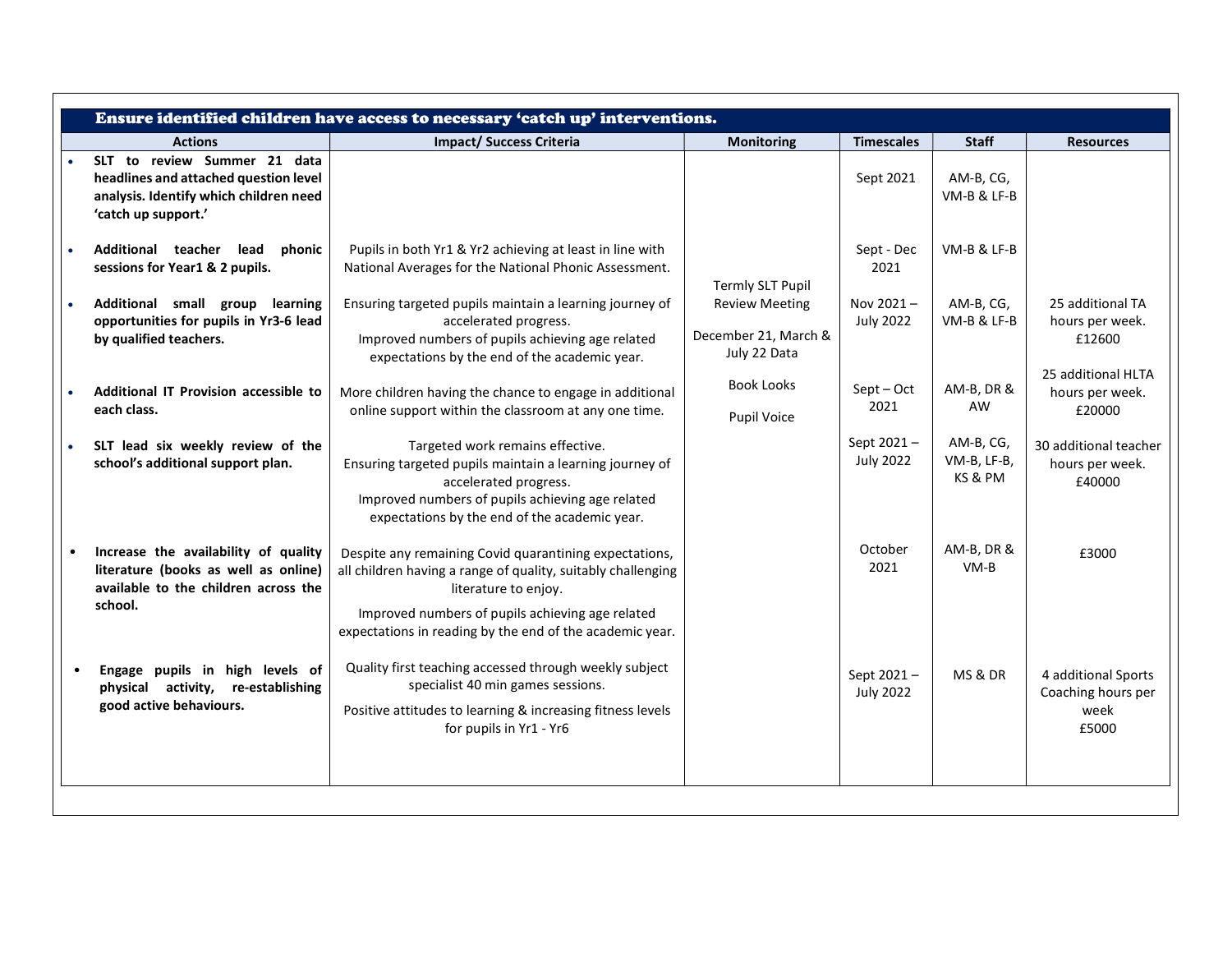## Ensure identified children have access to necessary 'catch up' interventions.

| Actions | Impact/ Success Criteria | Monitoring | Timescales | Staff | Resources |
|---|---|---|---|---|---|
| • **SLT to review Summer 21 data headlines and attached question level analysis. Identify which children need 'catch up support.'** | | | Sept 2021 | AM-B, CG, VM-B & LF-B | |
| • **Additional teacher lead phonic sessions for Year1 & 2 pupils.** | Pupils in both Yr1 & Yr2 achieving at least in line with National Averages for the National Phonic Assessment. | | Sept - Dec 2021 | VM-B & LF-B | |
| • **Additional small group learning opportunities for pupils in Yr3-6 lead by qualified teachers.** | Ensuring targeted pupils maintain a learning journey of accelerated progress.<br>Improved numbers of pupils achieving age related expectations by the end of the academic year. | Termly SLT Pupil Review Meeting<br><br>December 21, March & July 22 Data<br><br>Book Looks<br><br>Pupil Voice | Nov 2021 – July 2022 | AM-B, CG, VM-B & LF-B | 25 additional TA hours per week. £12600<br><br>25 additional HLTA hours per week. £20000 |
| • **Additional IT Provision accessible to each class.** | More children having the chance to engage in additional online support within the classroom at any one time. | | Sept – Oct 2021 | AM-B, DR & AW | |
| • **SLT lead six weekly review of the school's additional support plan.** | Targeted work remains effective.<br>Ensuring targeted pupils maintain a learning journey of accelerated progress.<br>Improved numbers of pupils achieving age related expectations by the end of the academic year. | | Sept 2021 – July 2022 | AM-B, CG, VM-B, LF-B, KS & PM | 30 additional teacher hours per week. £40000 |
| • **Increase the availability of quality literature (books as well as online) available to the children across the school.** | Despite any remaining Covid quarantining expectations, all children having a range of quality, suitably challenging literature to enjoy.<br>Improved numbers of pupils achieving age related expectations in reading by the end of the academic year. | | October 2021 | AM-B, DR & VM-B | £3000 |
| • **Engage pupils in high levels of physical activity, re-establishing good active behaviours.** | Quality first teaching accessed through weekly subject specialist 40 min games sessions.<br>Positive attitudes to learning & increasing fitness levels for pupils in Yr1 - Yr6 | | Sept 2021 – July 2022 | MS & DR | 4 additional Sports Coaching hours per week £5000 |